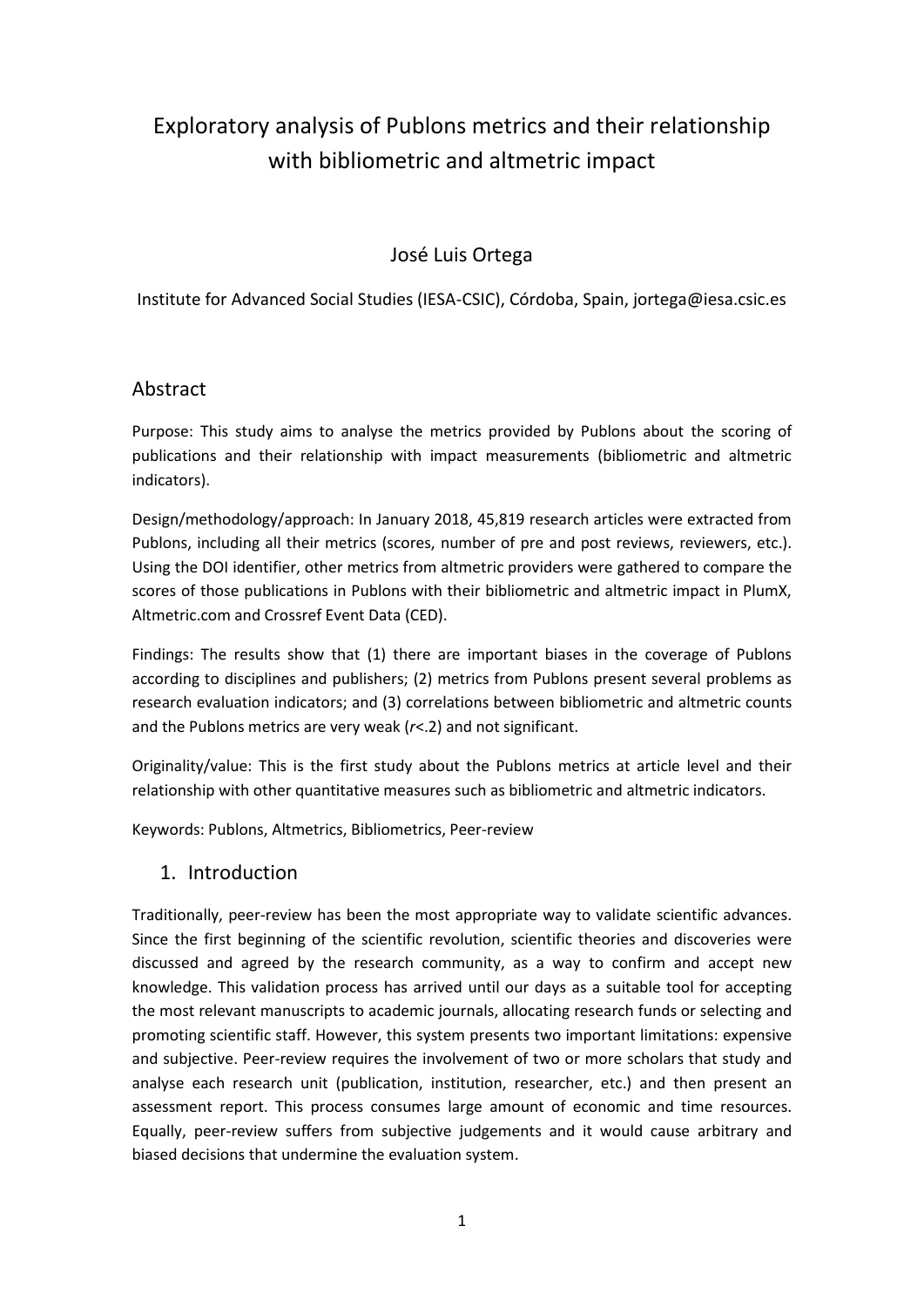# Exploratory analysis of Publons metrics and their relationship with bibliometric and altmetric impact

José Luis Ortega

Institute for Advanced Social Studies (IESA-CSIC), Córdoba, Spain, jortega@iesa.csic.es

## Abstract

Purpose: This study aims to analyse the metrics provided by Publons about the scoring of publications and their relationship with impact measurements (bibliometric and altmetric indicators).

Design/methodology/approach: In January 2018, 45,819 research articles were extracted from Publons, including all their metrics (scores, number of pre and post reviews, reviewers, etc.). Using the DOI identifier, other metrics from altmetric providers were gathered to compare the scores of those publications in Publons with their bibliometric and altmetric impact in PlumX, Altmetric.com and Crossref Event Data (CED).

Findings: The results show that (1) there are important biases in the coverage of Publons according to disciplines and publishers; (2) metrics from Publons present several problems as research evaluation indicators; and (3) correlations between bibliometric and altmetric counts and the Publons metrics are very weak ($r<.2$) and not significant.

Originality/value: This is the first study about the Publons metrics at article level and their relationship with other quantitative measures such as bibliometric and altmetric indicators.

Keywords: Publons, Altmetrics, Bibliometrics, Peer-review

## 1. Introduction

Traditionally, peer-review has been the most appropriate way to validate scientific advances. Since the first beginning of the scientific revolution, scientific theories and discoveries were discussed and agreed by the research community, as a way to confirm and accept new knowledge. This validation process has arrived until our days as a suitable tool for accepting the most relevant manuscripts to academic journals, allocating research funds or selecting and promoting scientific staff. However, this system presents two important limitations: expensive and subjective. Peer-review requires the involvement of two or more scholars that study and analyse each research unit (publication, institution, researcher, etc.) and then present an assessment report. This process consumes large amount of economic and time resources. Equally, peer-review suffers from subjective judgements and it would cause arbitrary and biased decisions that undermine the evaluation system.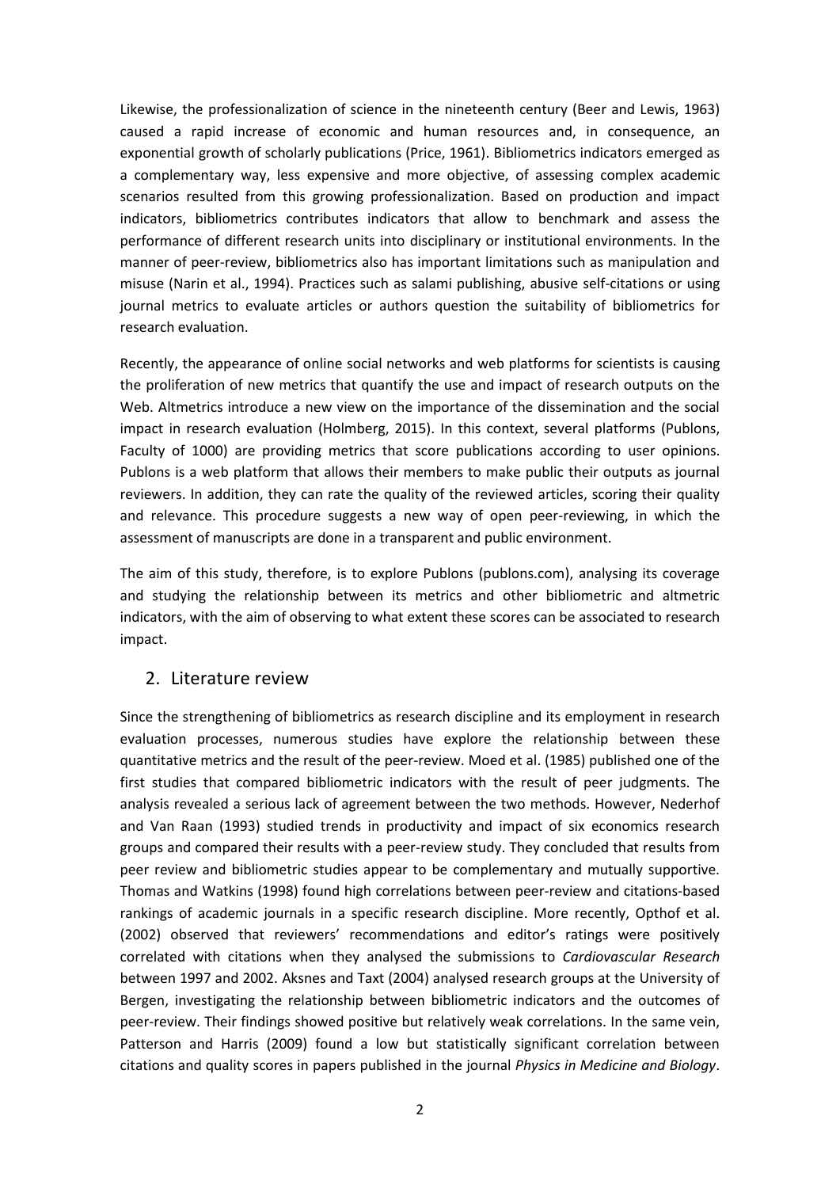Likewise, the professionalization of science in the nineteenth century (Beer and Lewis, 1963) caused a rapid increase of economic and human resources and, in consequence, an exponential growth of scholarly publications (Price, 1961). Bibliometrics indicators emerged as a complementary way, less expensive and more objective, of assessing complex academic scenarios resulted from this growing professionalization. Based on production and impact indicators, bibliometrics contributes indicators that allow to benchmark and assess the performance of different research units into disciplinary or institutional environments. In the manner of peer-review, bibliometrics also has important limitations such as manipulation and misuse (Narin et al., 1994). Practices such as salami publishing, abusive self-citations or using journal metrics to evaluate articles or authors question the suitability of bibliometrics for research evaluation.

Recently, the appearance of online social networks and web platforms for scientists is causing the proliferation of new metrics that quantify the use and impact of research outputs on the Web. Altmetrics introduce a new view on the importance of the dissemination and the social impact in research evaluation (Holmberg, 2015). In this context, several platforms (Publons, Faculty of 1000) are providing metrics that score publications according to user opinions. Publons is a web platform that allows their members to make public their outputs as journal reviewers. In addition, they can rate the quality of the reviewed articles, scoring their quality and relevance. This procedure suggests a new way of open peer-reviewing, in which the assessment of manuscripts are done in a transparent and public environment.

The aim of this study, therefore, is to explore Publons (publons.com), analysing its coverage and studying the relationship between its metrics and other bibliometric and altmetric indicators, with the aim of observing to what extent these scores can be associated to research impact.

## 2. Literature review

Since the strengthening of bibliometrics as research discipline and its employment in research evaluation processes, numerous studies have explore the relationship between these quantitative metrics and the result of the peer-review. Moed et al. (1985) published one of the first studies that compared bibliometric indicators with the result of peer judgments. The analysis revealed a serious lack of agreement between the two methods. However, Nederhof and Van Raan (1993) studied trends in productivity and impact of six economics research groups and compared their results with a peer-review study. They concluded that results from peer review and bibliometric studies appear to be complementary and mutually supportive. Thomas and Watkins (1998) found high correlations between peer-review and citations-based rankings of academic journals in a specific research discipline. More recently, Opthof et al. (2002) observed that reviewers' recommendations and editor's ratings were positively correlated with citations when they analysed the submissions to *Cardiovascular Research* between 1997 and 2002. Aksnes and Taxt (2004) analysed research groups at the University of Bergen, investigating the relationship between bibliometric indicators and the outcomes of peer-review. Their findings showed positive but relatively weak correlations. In the same vein, Patterson and Harris (2009) found a low but statistically significant correlation between citations and quality scores in papers published in the journal *Physics in Medicine and Biology*.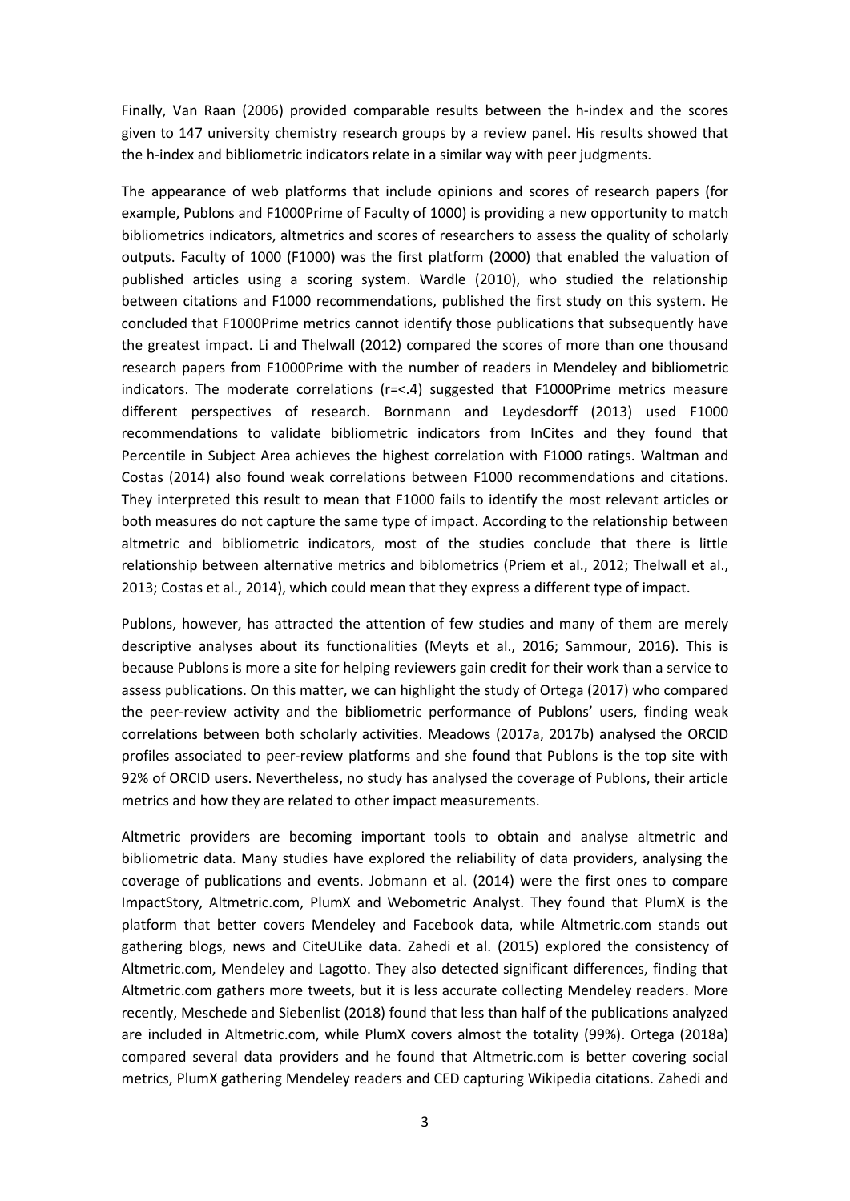Finally, Van Raan (2006) provided comparable results between the h-index and the scores given to 147 university chemistry research groups by a review panel. His results showed that the h-index and bibliometric indicators relate in a similar way with peer judgments.

The appearance of web platforms that include opinions and scores of research papers (for example, Publons and F1000Prime of Faculty of 1000) is providing a new opportunity to match bibliometrics indicators, altmetrics and scores of researchers to assess the quality of scholarly outputs. Faculty of 1000 (F1000) was the first platform (2000) that enabled the valuation of published articles using a scoring system. Wardle (2010), who studied the relationship between citations and F1000 recommendations, published the first study on this system. He concluded that F1000Prime metrics cannot identify those publications that subsequently have the greatest impact. Li and Thelwall (2012) compared the scores of more than one thousand research papers from F1000Prime with the number of readers in Mendeley and bibliometric indicators. The moderate correlations ($r=<.4$) suggested that F1000Prime metrics measure different perspectives of research. Bornmann and Leydesdorff (2013) used F1000 recommendations to validate bibliometric indicators from InCites and they found that Percentile in Subject Area achieves the highest correlation with F1000 ratings. Waltman and Costas (2014) also found weak correlations between F1000 recommendations and citations. They interpreted this result to mean that F1000 fails to identify the most relevant articles or both measures do not capture the same type of impact. According to the relationship between altmetric and bibliometric indicators, most of the studies conclude that there is little relationship between alternative metrics and biblometrics (Priem et al., 2012; Thelwall et al., 2013; Costas et al., 2014), which could mean that they express a different type of impact.

Publons, however, has attracted the attention of few studies and many of them are merely descriptive analyses about its functionalities (Meyts et al., 2016; Sammour, 2016). This is because Publons is more a site for helping reviewers gain credit for their work than a service to assess publications. On this matter, we can highlight the study of Ortega (2017) who compared the peer-review activity and the bibliometric performance of Publons' users, finding weak correlations between both scholarly activities. Meadows (2017a, 2017b) analysed the ORCID profiles associated to peer-review platforms and she found that Publons is the top site with 92% of ORCID users. Nevertheless, no study has analysed the coverage of Publons, their article metrics and how they are related to other impact measurements.

Altmetric providers are becoming important tools to obtain and analyse altmetric and bibliometric data. Many studies have explored the reliability of data providers, analysing the coverage of publications and events. Jobmann et al. (2014) were the first ones to compare ImpactStory, Altmetric.com, PlumX and Webometric Analyst. They found that PlumX is the platform that better covers Mendeley and Facebook data, while Altmetric.com stands out gathering blogs, news and CiteULike data. Zahedi et al. (2015) explored the consistency of Altmetric.com, Mendeley and Lagotto. They also detected significant differences, finding that Altmetric.com gathers more tweets, but it is less accurate collecting Mendeley readers. More recently, Meschede and Siebenlist (2018) found that less than half of the publications analyzed are included in Altmetric.com, while PlumX covers almost the totality (99%). Ortega (2018a) compared several data providers and he found that Altmetric.com is better covering social metrics, PlumX gathering Mendeley readers and CED capturing Wikipedia citations. Zahedi and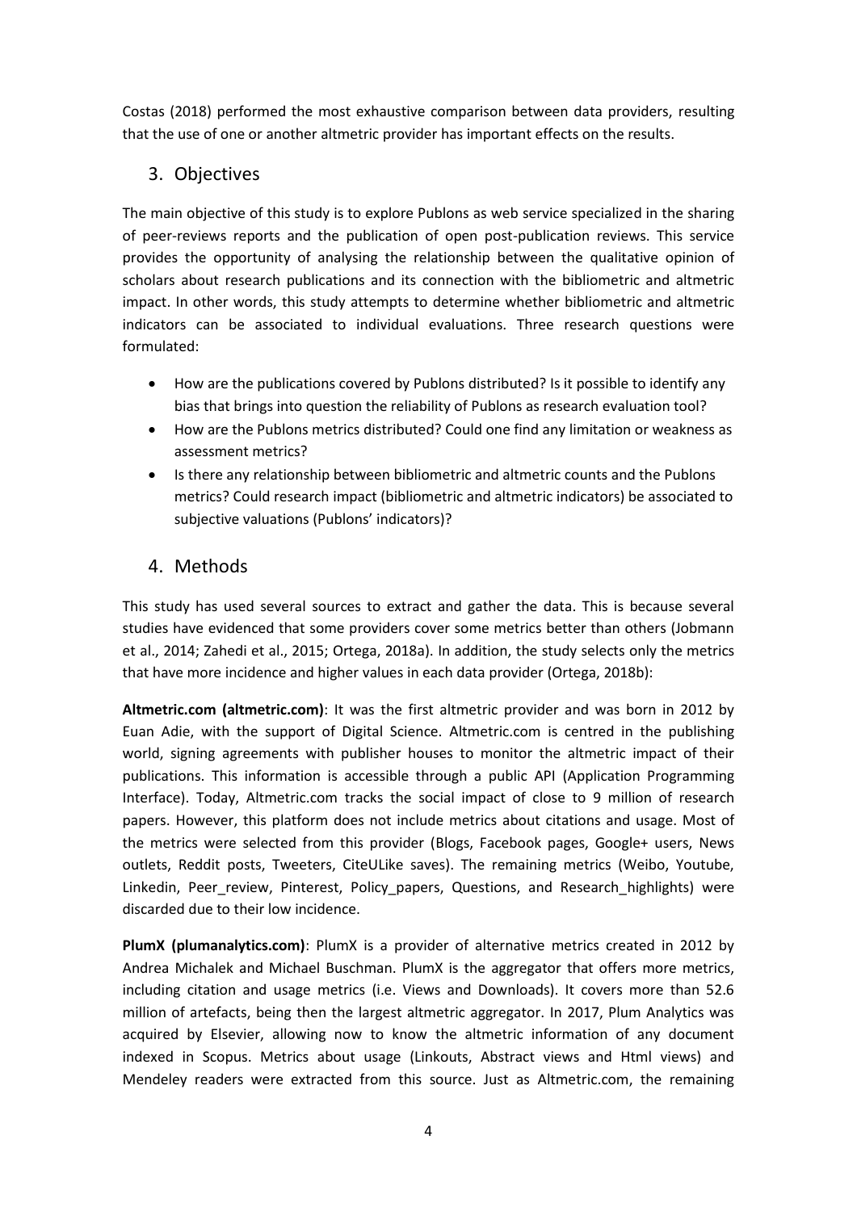Costas (2018) performed the most exhaustive comparison between data providers, resulting that the use of one or another altmetric provider has important effects on the results.

## 3. Objectives

The main objective of this study is to explore Publons as web service specialized in the sharing of peer-reviews reports and the publication of open post-publication reviews. This service provides the opportunity of analysing the relationship between the qualitative opinion of scholars about research publications and its connection with the bibliometric and altmetric impact. In other words, this study attempts to determine whether bibliometric and altmetric indicators can be associated to individual evaluations. Three research questions were formulated:

- How are the publications covered by Publons distributed? Is it possible to identify any bias that brings into question the reliability of Publons as research evaluation tool?
- How are the Publons metrics distributed? Could one find any limitation or weakness as assessment metrics?
- Is there any relationship between bibliometric and altmetric counts and the Publons metrics? Could research impact (bibliometric and altmetric indicators) be associated to subjective valuations (Publons' indicators)?

## 4. Methods

This study has used several sources to extract and gather the data. This is because several studies have evidenced that some providers cover some metrics better than others (Jobmann et al., 2014; Zahedi et al., 2015; Ortega, 2018a). In addition, the study selects only the metrics that have more incidence and higher values in each data provider (Ortega, 2018b):

**Altmetric.com (altmetric.com)**: It was the first altmetric provider and was born in 2012 by Euan Adie, with the support of Digital Science. Altmetric.com is centred in the publishing world, signing agreements with publisher houses to monitor the altmetric impact of their publications. This information is accessible through a public API (Application Programming Interface). Today, Altmetric.com tracks the social impact of close to 9 million of research papers. However, this platform does not include metrics about citations and usage. Most of the metrics were selected from this provider (Blogs, Facebook pages, Google+ users, News outlets, Reddit posts, Tweeters, CiteULike saves). The remaining metrics (Weibo, Youtube, Linkedin, Peer_review, Pinterest, Policy_papers, Questions, and Research_highlights) were discarded due to their low incidence.

**PlumX (plumanalytics.com)**: PlumX is a provider of alternative metrics created in 2012 by Andrea Michalek and Michael Buschman. PlumX is the aggregator that offers more metrics, including citation and usage metrics (i.e. Views and Downloads). It covers more than 52.6 million of artefacts, being then the largest altmetric aggregator. In 2017, Plum Analytics was acquired by Elsevier, allowing now to know the altmetric information of any document indexed in Scopus. Metrics about usage (Linkouts, Abstract views and Html views) and Mendeley readers were extracted from this source. Just as Altmetric.com, the remaining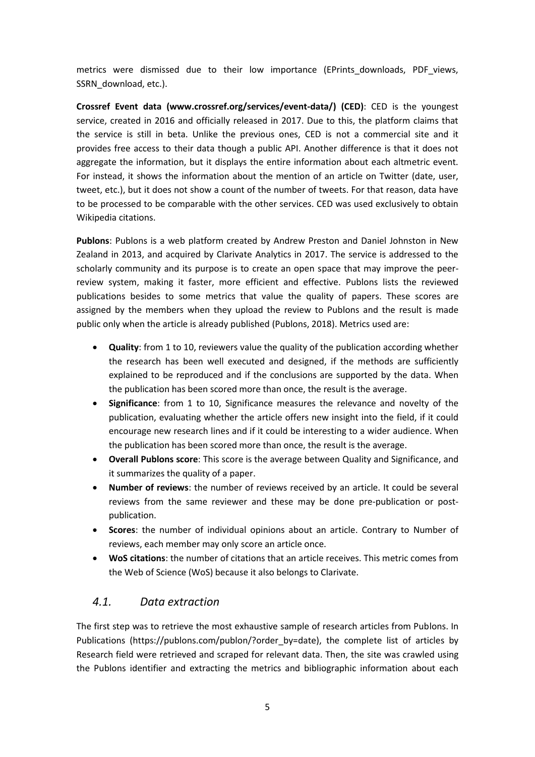metrics were dismissed due to their low importance (EPrints_downloads, PDF_views, SSRN_download, etc.).

**Crossref Event data (www.crossref.org/services/event-data/) (CED)**: CED is the youngest service, created in 2016 and officially released in 2017. Due to this, the platform claims that the service is still in beta. Unlike the previous ones, CED is not a commercial site and it provides free access to their data though a public API. Another difference is that it does not aggregate the information, but it displays the entire information about each altmetric event. For instead, it shows the information about the mention of an article on Twitter (date, user, tweet, etc.), but it does not show a count of the number of tweets. For that reason, data have to be processed to be comparable with the other services. CED was used exclusively to obtain Wikipedia citations.

**Publons**: Publons is a web platform created by Andrew Preston and Daniel Johnston in New Zealand in 2013, and acquired by Clarivate Analytics in 2017. The service is addressed to the scholarly community and its purpose is to create an open space that may improve the peer-review system, making it faster, more efficient and effective. Publons lists the reviewed publications besides to some metrics that value the quality of papers. These scores are assigned by the members when they upload the review to Publons and the result is made public only when the article is already published (Publons, 2018). Metrics used are:

- **Quality**: from 1 to 10, reviewers value the quality of the publication according whether the research has been well executed and designed, if the methods are sufficiently explained to be reproduced and if the conclusions are supported by the data. When the publication has been scored more than once, the result is the average.
- **Significance**: from 1 to 10, Significance measures the relevance and novelty of the publication, evaluating whether the article offers new insight into the field, if it could encourage new research lines and if it could be interesting to a wider audience. When the publication has been scored more than once, the result is the average.
- **Overall Publons score**: This score is the average between Quality and Significance, and it summarizes the quality of a paper.
- **Number of reviews**: the number of reviews received by an article. It could be several reviews from the same reviewer and these may be done pre-publication or post-publication.
- **Scores**: the number of individual opinions about an article. Contrary to Number of reviews, each member may only score an article once.
- **WoS citations**: the number of citations that an article receives. This metric comes from the Web of Science (WoS) because it also belongs to Clarivate.

## *4.1. Data extraction*

The first step was to retrieve the most exhaustive sample of research articles from Publons. In Publications (https://publons.com/publon/?order_by=date), the complete list of articles by Research field were retrieved and scraped for relevant data. Then, the site was crawled using the Publons identifier and extracting the metrics and bibliographic information about each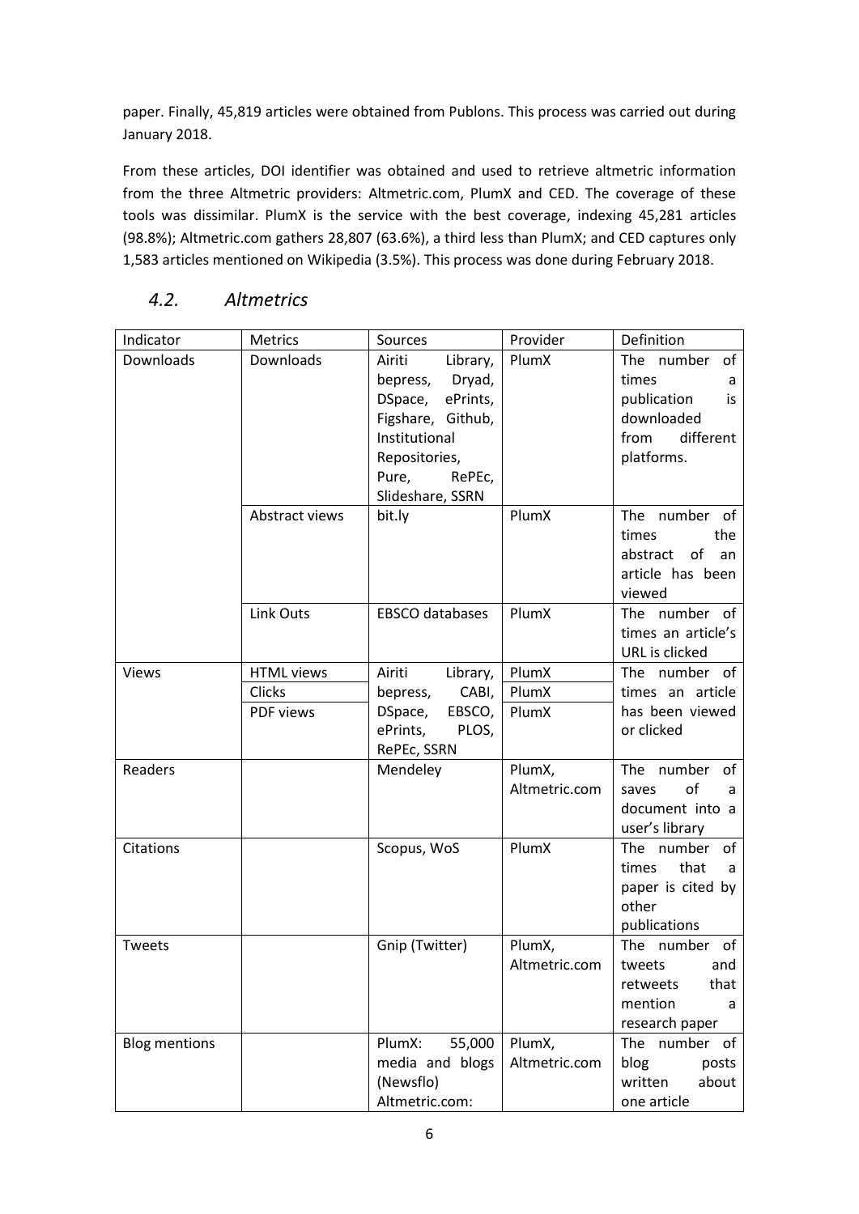paper. Finally, 45,819 articles were obtained from Publons. This process was carried out during January 2018.

From these articles, DOI identifier was obtained and used to retrieve altmetric information from the three Altmetric providers: Altmetric.com, PlumX and CED. The coverage of these tools was dissimilar. PlumX is the service with the best coverage, indexing 45,281 articles (98.8%); Altmetric.com gathers 28,807 (63.6%), a third less than PlumX; and CED captures only 1,583 articles mentioned on Wikipedia (3.5%). This process was done during February 2018.

## *4.2. Altmetrics*

| Indicator | Metrics | Sources | Provider | Definition |
|---|---|---|---|---|
| Downloads | Downloads | Airiti Library, bepress, Dryad, DSpace, ePrints, Figshare, Github, Institutional Repositories, Pure, RePEc, Slideshare, SSRN | PlumX | The number of times a publication is downloaded from different platforms. |
| | Abstract views | bit.ly | PlumX | The number of times the abstract of an article has been viewed |
| | Link Outs | EBSCO databases | PlumX | The number of times an article's URL is clicked |
| Views | HTML views | Airiti Library, bepress, CABI, DSpace, EBSCO, ePrints, PLOS, RePEc, SSRN | PlumX | The number of times an article has been viewed or clicked |
| | Clicks | | PlumX | |
| | PDF views | | PlumX | |
| Readers | | Mendeley | PlumX, Altmetric.com | The number of saves of a document into a user's library |
| Citations | | Scopus, WoS | PlumX | The number of times that a paper is cited by other publications |
| Tweets | | Gnip (Twitter) | PlumX, Altmetric.com | The number of tweets and retweets that mention a research paper |
| Blog mentions | | PlumX: 55,000 media and blogs (Newsflo) Altmetric.com: | PlumX, Altmetric.com | The number of blog posts written about one article |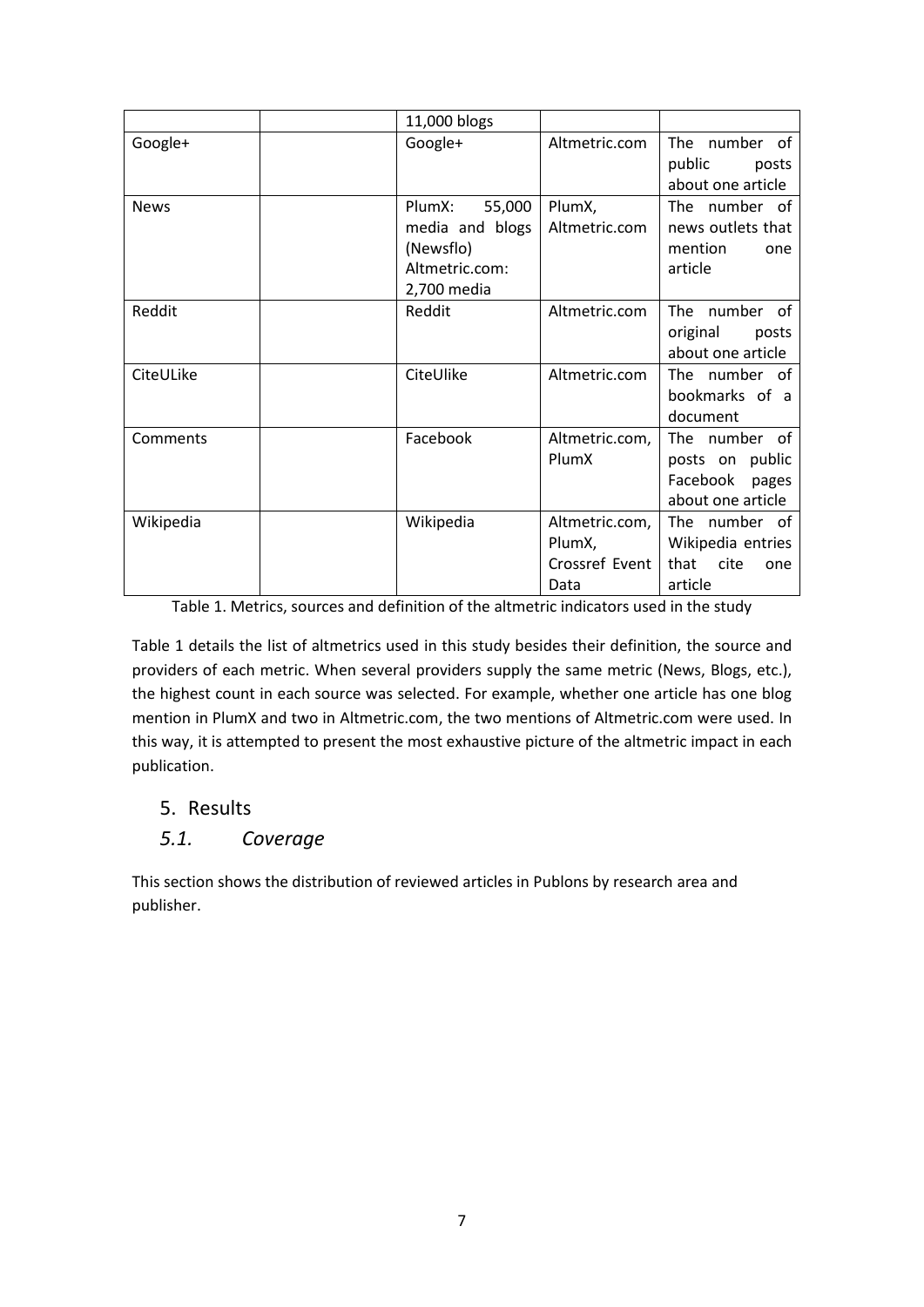| | | 11,000 blogs | | |
|---|---|---|---|---|
| Google+ | | Google+ | Altmetric.com | The number of public posts about one article |
| News | | PlumX: 55,000 media and blogs (Newsflo) Altmetric.com: 2,700 media | PlumX, Altmetric.com | The number of news outlets that mention one article |
| Reddit | | Reddit | Altmetric.com | The number of original posts about one article |
| CiteULike | | CiteUlike | Altmetric.com | The number of bookmarks of a document |
| Comments | | Facebook | Altmetric.com, PlumX | The number of posts on public Facebook pages about one article |
| Wikipedia | | Wikipedia | Altmetric.com, PlumX, Crossref Event Data | The number of Wikipedia entries that cite one article |

Table 1. Metrics, sources and definition of the altmetric indicators used in the study

Table 1 details the list of altmetrics used in this study besides their definition, the source and providers of each metric. When several providers supply the same metric (News, Blogs, etc.), the highest count in each source was selected. For example, whether one article has one blog mention in PlumX and two in Altmetric.com, the two mentions of Altmetric.com were used. In this way, it is attempted to present the most exhaustive picture of the altmetric impact in each publication.

## 5. Results

### *5.1. Coverage*

This section shows the distribution of reviewed articles in Publons by research area and publisher.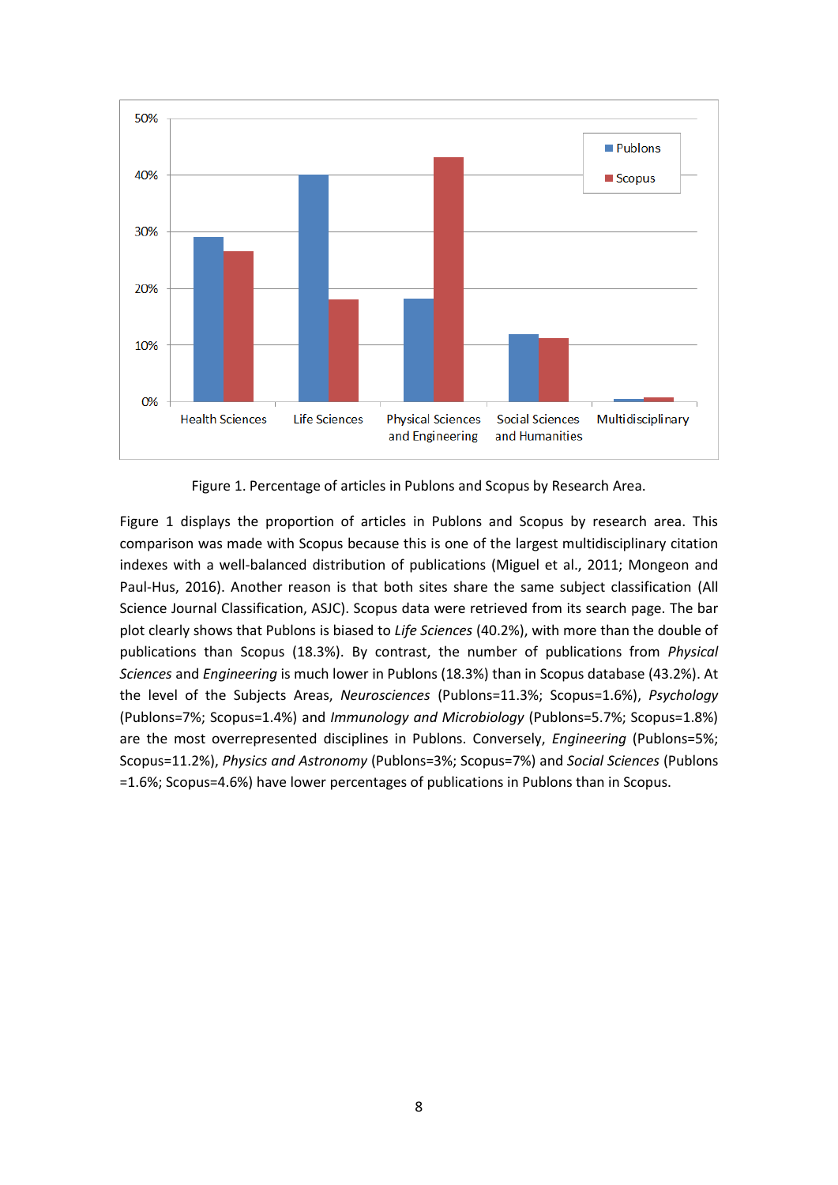Figure 1. Percentage of articles in Publons and Scopus by Research Area.

Figure 1 displays the proportion of articles in Publons and Scopus by research area. This comparison was made with Scopus because this is one of the largest multidisciplinary citation indexes with a well-balanced distribution of publications (Miguel et al., 2011; Mongeon and Paul-Hus, 2016). Another reason is that both sites share the same subject classification (All Science Journal Classification, ASJC). Scopus data were retrieved from its search page. The bar plot clearly shows that Publons is biased to *Life Sciences* (40.2%), with more than the double of publications than Scopus (18.3%). By contrast, the number of publications from *Physical Sciences* and *Engineering* is much lower in Publons (18.3%) than in Scopus database (43.2%). At the level of the Subjects Areas, *Neurosciences* (Publons=11.3%; Scopus=1.6%), *Psychology* (Publons=7%; Scopus=1.4%) and *Immunology and Microbiology* (Publons=5.7%; Scopus=1.8%) are the most overrepresented disciplines in Publons. Conversely, *Engineering* (Publons=5%; Scopus=11.2%), *Physics and Astronomy* (Publons=3%; Scopus=7%) and *Social Sciences* (Publons =1.6%; Scopus=4.6%) have lower percentages of publications in Publons than in Scopus.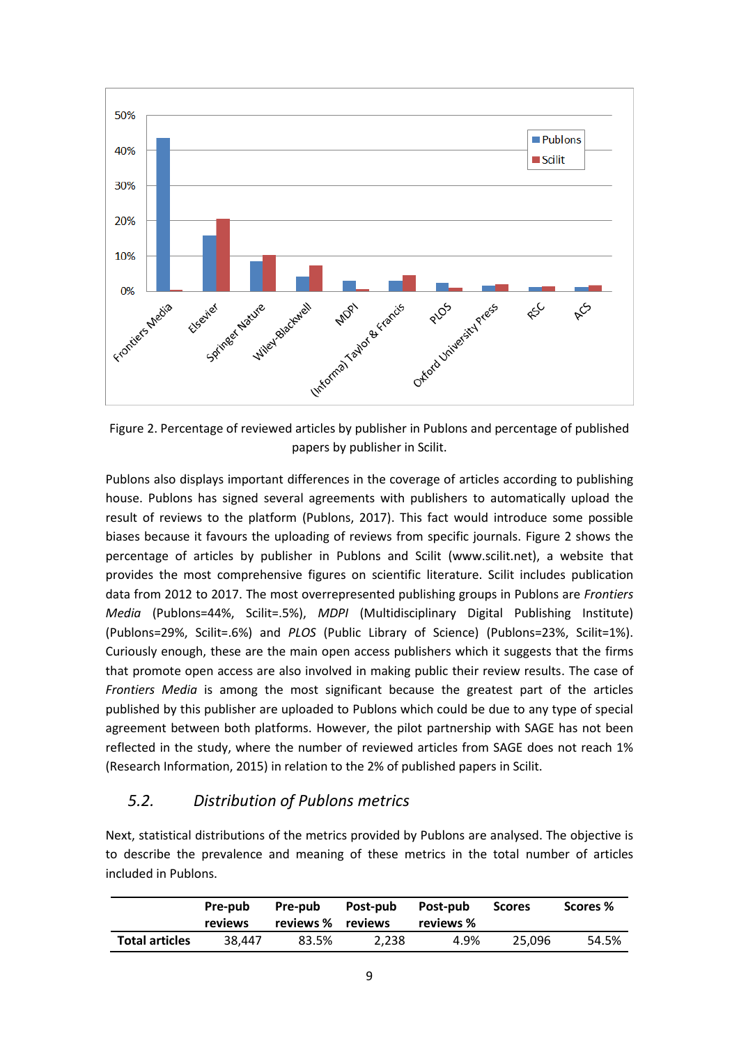Figure 2. Percentage of reviewed articles by publisher in Publons and percentage of published papers by publisher in Scilit.

Publons also displays important differences in the coverage of articles according to publishing house. Publons has signed several agreements with publishers to automatically upload the result of reviews to the platform (Publons, 2017). This fact would introduce some possible biases because it favours the uploading of reviews from specific journals. Figure 2 shows the percentage of articles by publisher in Publons and Scilit (www.scilit.net), a website that provides the most comprehensive figures on scientific literature. Scilit includes publication data from 2012 to 2017. The most overrepresented publishing groups in Publons are *Frontiers Media* (Publons=44%, Scilit=.5%), *MDPI* (Multidisciplinary Digital Publishing Institute) (Publons=29%, Scilit=.6%) and *PLOS* (Public Library of Science) (Publons=23%, Scilit=1%). Curiously enough, these are the main open access publishers which it suggests that the firms that promote open access are also involved in making public their review results. The case of *Frontiers Media* is among the most significant because the greatest part of the articles published by this publisher are uploaded to Publons which could be due to any type of special agreement between both platforms. However, the pilot partnership with SAGE has not been reflected in the study, where the number of reviewed articles from SAGE does not reach 1% (Research Information, 2015) in relation to the 2% of published papers in Scilit.

## 5.2. *Distribution of Publons metrics*

Next, statistical distributions of the metrics provided by Publons are analysed. The objective is to describe the prevalence and meaning of these metrics in the total number of articles included in Publons.

| | Pre-pub reviews | Pre-pub reviews % | Post-pub reviews | Post-pub reviews % | Scores | Scores % |
|---|---|---|---|---|---|---|
| **Total articles** | 38,447 | 83.5% | 2,238 | 4.9% | 25,096 | 54.5% |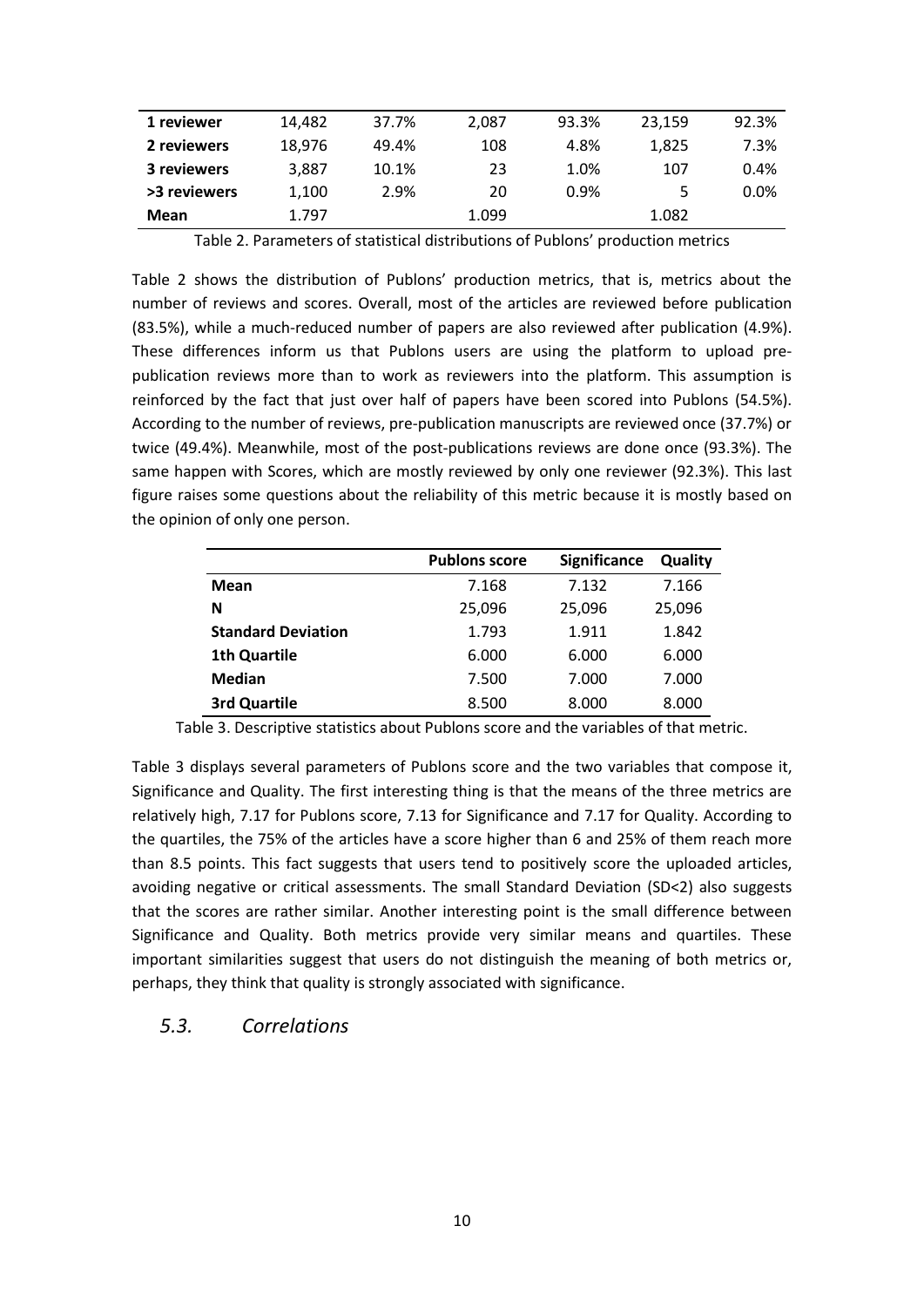| | | | | | | |
|---|---|---|---|---|---|---|
| **1 reviewer** | 14,482 | 37.7% | 2,087 | 93.3% | 23,159 | 92.3% |
| **2 reviewers** | 18,976 | 49.4% | 108 | 4.8% | 1,825 | 7.3% |
| **3 reviewers** | 3,887 | 10.1% | 23 | 1.0% | 107 | 0.4% |
| **>3 reviewers** | 1,100 | 2.9% | 20 | 0.9% | 5 | 0.0% |
| **Mean** | 1.797 | | 1.099 | | 1.082 | |

Table 2. Parameters of statistical distributions of Publons' production metrics

Table 2 shows the distribution of Publons' production metrics, that is, metrics about the number of reviews and scores. Overall, most of the articles are reviewed before publication (83.5%), while a much-reduced number of papers are also reviewed after publication (4.9%). These differences inform us that Publons users are using the platform to upload pre-publication reviews more than to work as reviewers into the platform. This assumption is reinforced by the fact that just over half of papers have been scored into Publons (54.5%). According to the number of reviews, pre-publication manuscripts are reviewed once (37.7%) or twice (49.4%). Meanwhile, most of the post-publications reviews are done once (93.3%). The same happen with Scores, which are mostly reviewed by only one reviewer (92.3%). This last figure raises some questions about the reliability of this metric because it is mostly based on the opinion of only one person.

| | Publons score | Significance | Quality |
|---|---|---|---|
| **Mean** | 7.168 | 7.132 | 7.166 |
| **N** | 25,096 | 25,096 | 25,096 |
| **Standard Deviation** | 1.793 | 1.911 | 1.842 |
| **1th Quartile** | 6.000 | 6.000 | 6.000 |
| **Median** | 7.500 | 7.000 | 7.000 |
| **3rd Quartile** | 8.500 | 8.000 | 8.000 |

Table 3. Descriptive statistics about Publons score and the variables of that metric.

Table 3 displays several parameters of Publons score and the two variables that compose it, Significance and Quality. The first interesting thing is that the means of the three metrics are relatively high, 7.17 for Publons score, 7.13 for Significance and 7.17 for Quality. According to the quartiles, the 75% of the articles have a score higher than 6 and 25% of them reach more than 8.5 points. This fact suggests that users tend to positively score the uploaded articles, avoiding negative or critical assessments. The small Standard Deviation (SD<2) also suggests that the scores are rather similar. Another interesting point is the small difference between Significance and Quality. Both metrics provide very similar means and quartiles. These important similarities suggest that users do not distinguish the meaning of both metrics or, perhaps, they think that quality is strongly associated with significance.

## *5.3. Correlations*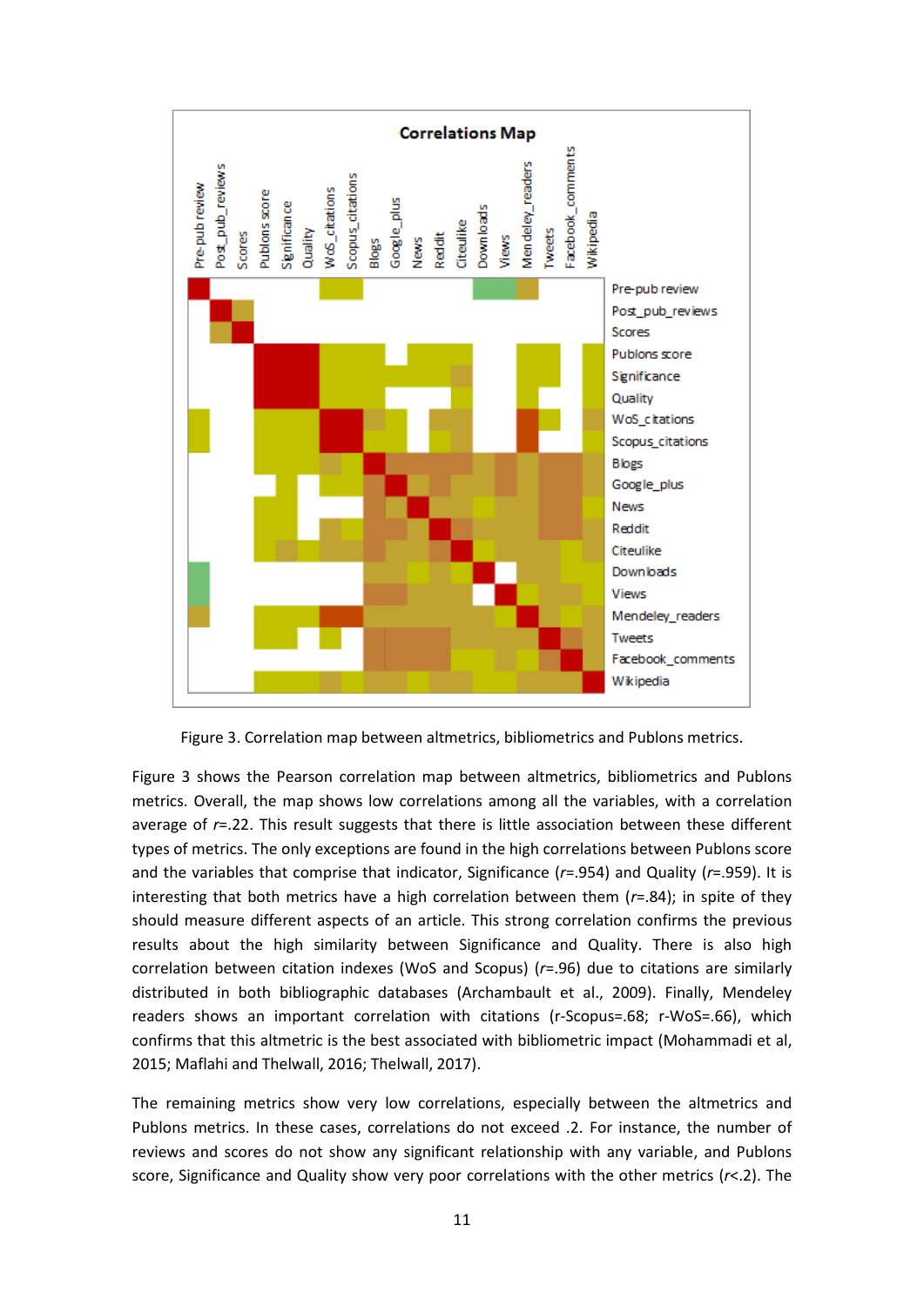Figure 3. Correlation map between altmetrics, bibliometrics and Publons metrics.

Figure 3 shows the Pearson correlation map between altmetrics, bibliometrics and Publons metrics. Overall, the map shows low correlations among all the variables, with a correlation average of $r$=.22. This result suggests that there is little association between these different types of metrics. The only exceptions are found in the high correlations between Publons score and the variables that comprise that indicator, Significance ($r$=.954) and Quality ($r$=.959). It is interesting that both metrics have a high correlation between them ($r$=.84); in spite of they should measure different aspects of an article. This strong correlation confirms the previous results about the high similarity between Significance and Quality. There is also high correlation between citation indexes (WoS and Scopus) ($r$=.96) due to citations are similarly distributed in both bibliographic databases (Archambault et al., 2009). Finally, Mendeley readers shows an important correlation with citations (r-Scopus=.68; r-WoS=.66), which confirms that this altmetric is the best associated with bibliometric impact (Mohammadi et al, 2015; Maflahi and Thelwall, 2016; Thelwall, 2017).

The remaining metrics show very low correlations, especially between the altmetrics and Publons metrics. In these cases, correlations do not exceed .2. For instance, the number of reviews and scores do not show any significant relationship with any variable, and Publons score, Significance and Quality show very poor correlations with the other metrics ($r$<.2). The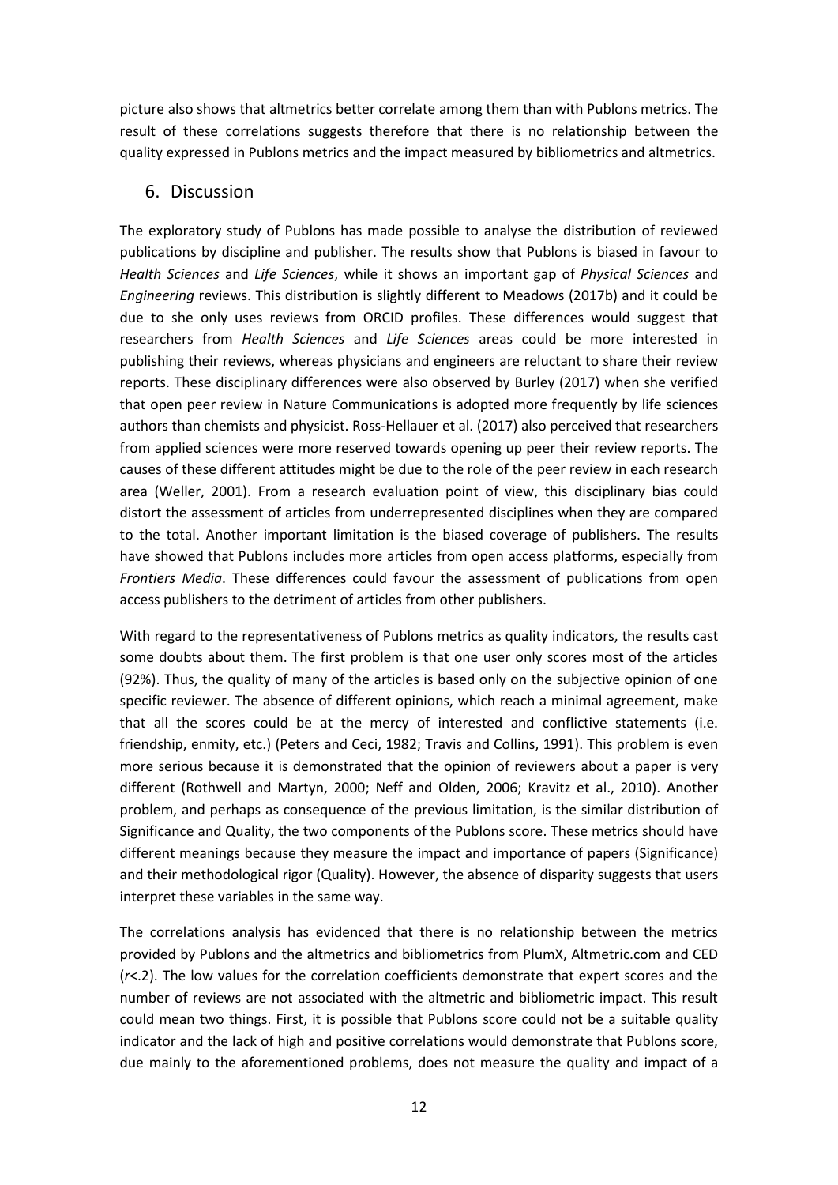picture also shows that altmetrics better correlate among them than with Publons metrics. The result of these correlations suggests therefore that there is no relationship between the quality expressed in Publons metrics and the impact measured by bibliometrics and altmetrics.

## 6. Discussion

The exploratory study of Publons has made possible to analyse the distribution of reviewed publications by discipline and publisher. The results show that Publons is biased in favour to *Health Sciences* and *Life Sciences*, while it shows an important gap of *Physical Sciences* and *Engineering* reviews. This distribution is slightly different to Meadows (2017b) and it could be due to she only uses reviews from ORCID profiles. These differences would suggest that researchers from *Health Sciences* and *Life Sciences* areas could be more interested in publishing their reviews, whereas physicians and engineers are reluctant to share their review reports. These disciplinary differences were also observed by Burley (2017) when she verified that open peer review in Nature Communications is adopted more frequently by life sciences authors than chemists and physicist. Ross-Hellauer et al. (2017) also perceived that researchers from applied sciences were more reserved towards opening up peer their review reports. The causes of these different attitudes might be due to the role of the peer review in each research area (Weller, 2001). From a research evaluation point of view, this disciplinary bias could distort the assessment of articles from underrepresented disciplines when they are compared to the total. Another important limitation is the biased coverage of publishers. The results have showed that Publons includes more articles from open access platforms, especially from *Frontiers Media*. These differences could favour the assessment of publications from open access publishers to the detriment of articles from other publishers.

With regard to the representativeness of Publons metrics as quality indicators, the results cast some doubts about them. The first problem is that one user only scores most of the articles (92%). Thus, the quality of many of the articles is based only on the subjective opinion of one specific reviewer. The absence of different opinions, which reach a minimal agreement, make that all the scores could be at the mercy of interested and conflictive statements (i.e. friendship, enmity, etc.) (Peters and Ceci, 1982; Travis and Collins, 1991). This problem is even more serious because it is demonstrated that the opinion of reviewers about a paper is very different (Rothwell and Martyn, 2000; Neff and Olden, 2006; Kravitz et al., 2010). Another problem, and perhaps as consequence of the previous limitation, is the similar distribution of Significance and Quality, the two components of the Publons score. These metrics should have different meanings because they measure the impact and importance of papers (Significance) and their methodological rigor (Quality). However, the absence of disparity suggests that users interpret these variables in the same way.

The correlations analysis has evidenced that there is no relationship between the metrics provided by Publons and the altmetrics and bibliometrics from PlumX, Altmetric.com and CED ($r<.2$). The low values for the correlation coefficients demonstrate that expert scores and the number of reviews are not associated with the altmetric and bibliometric impact. This result could mean two things. First, it is possible that Publons score could not be a suitable quality indicator and the lack of high and positive correlations would demonstrate that Publons score, due mainly to the aforementioned problems, does not measure the quality and impact of a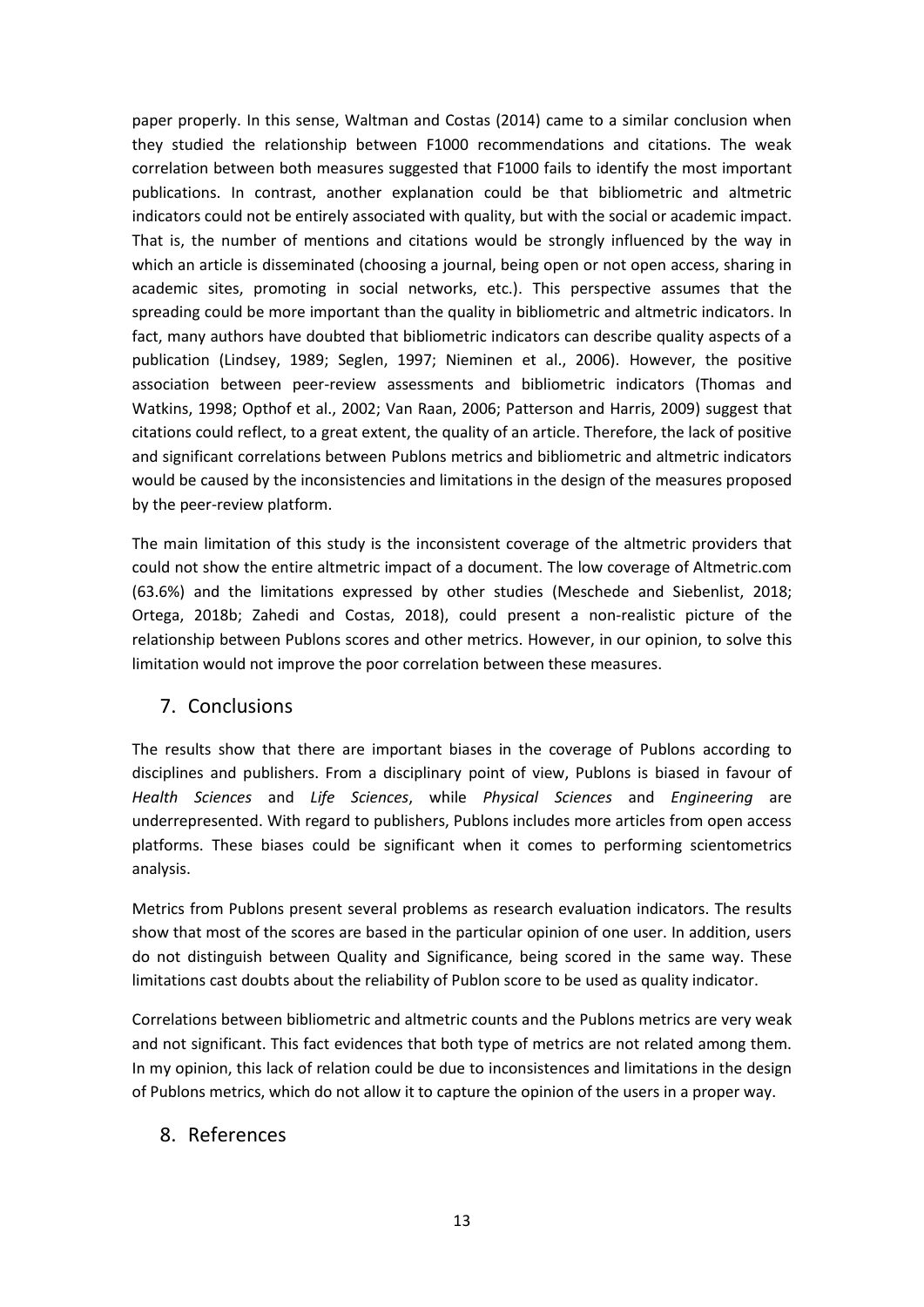paper properly. In this sense, Waltman and Costas (2014) came to a similar conclusion when they studied the relationship between F1000 recommendations and citations. The weak correlation between both measures suggested that F1000 fails to identify the most important publications. In contrast, another explanation could be that bibliometric and altmetric indicators could not be entirely associated with quality, but with the social or academic impact. That is, the number of mentions and citations would be strongly influenced by the way in which an article is disseminated (choosing a journal, being open or not open access, sharing in academic sites, promoting in social networks, etc.). This perspective assumes that the spreading could be more important than the quality in bibliometric and altmetric indicators. In fact, many authors have doubted that bibliometric indicators can describe quality aspects of a publication (Lindsey, 1989; Seglen, 1997; Nieminen et al., 2006). However, the positive association between peer-review assessments and bibliometric indicators (Thomas and Watkins, 1998; Opthof et al., 2002; Van Raan, 2006; Patterson and Harris, 2009) suggest that citations could reflect, to a great extent, the quality of an article. Therefore, the lack of positive and significant correlations between Publons metrics and bibliometric and altmetric indicators would be caused by the inconsistencies and limitations in the design of the measures proposed by the peer-review platform.

The main limitation of this study is the inconsistent coverage of the altmetric providers that could not show the entire altmetric impact of a document. The low coverage of Altmetric.com (63.6%) and the limitations expressed by other studies (Meschede and Siebenlist, 2018; Ortega, 2018b; Zahedi and Costas, 2018), could present a non-realistic picture of the relationship between Publons scores and other metrics. However, in our opinion, to solve this limitation would not improve the poor correlation between these measures.

## 7. Conclusions

The results show that there are important biases in the coverage of Publons according to disciplines and publishers. From a disciplinary point of view, Publons is biased in favour of *Health Sciences* and *Life Sciences*, while *Physical Sciences* and *Engineering* are underrepresented. With regard to publishers, Publons includes more articles from open access platforms. These biases could be significant when it comes to performing scientometrics analysis.

Metrics from Publons present several problems as research evaluation indicators. The results show that most of the scores are based in the particular opinion of one user. In addition, users do not distinguish between Quality and Significance, being scored in the same way. These limitations cast doubts about the reliability of Publon score to be used as quality indicator.

Correlations between bibliometric and altmetric counts and the Publons metrics are very weak and not significant. This fact evidences that both type of metrics are not related among them. In my opinion, this lack of relation could be due to inconsistences and limitations in the design of Publons metrics, which do not allow it to capture the opinion of the users in a proper way.

## 8. References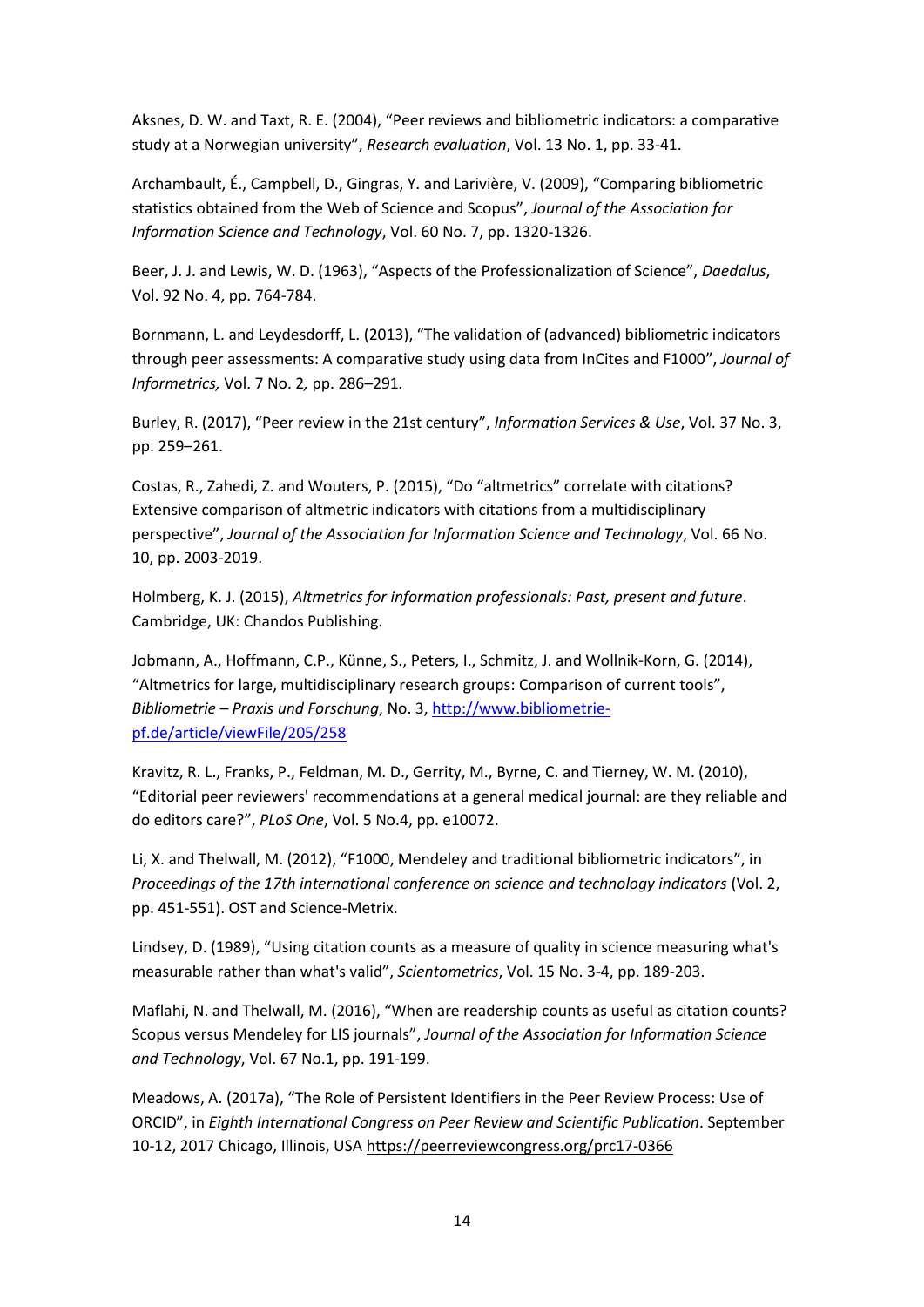Aksnes, D. W. and Taxt, R. E. (2004), "Peer reviews and bibliometric indicators: a comparative study at a Norwegian university", *Research evaluation*, Vol. 13 No. 1, pp. 33-41.

Archambault, É., Campbell, D., Gingras, Y. and Larivière, V. (2009), "Comparing bibliometric statistics obtained from the Web of Science and Scopus", *Journal of the Association for Information Science and Technology*, Vol. 60 No. 7, pp. 1320-1326.

Beer, J. J. and Lewis, W. D. (1963), "Aspects of the Professionalization of Science", *Daedalus*, Vol. 92 No. 4, pp. 764-784.

Bornmann, L. and Leydesdorff, L. (2013), "The validation of (advanced) bibliometric indicators through peer assessments: A comparative study using data from InCites and F1000", *Journal of Informetrics,* Vol. 7 No. 2*,* pp. 286–291.

Burley, R. (2017), "Peer review in the 21st century", *Information Services & Use*, Vol. 37 No. 3, pp. 259–261.

Costas, R., Zahedi, Z. and Wouters, P. (2015), "Do "altmetrics" correlate with citations? Extensive comparison of altmetric indicators with citations from a multidisciplinary perspective", *Journal of the Association for Information Science and Technology*, Vol. 66 No. 10, pp. 2003-2019.

Holmberg, K. J. (2015), *Altmetrics for information professionals: Past, present and future*. Cambridge, UK: Chandos Publishing.

Jobmann, A., Hoffmann, C.P., Künne, S., Peters, I., Schmitz, J. and Wollnik-Korn, G. (2014), "Altmetrics for large, multidisciplinary research groups: Comparison of current tools", *Bibliometrie – Praxis und Forschung*, No. 3, http://www.bibliometrie-pf.de/article/viewFile/205/258

Kravitz, R. L., Franks, P., Feldman, M. D., Gerrity, M., Byrne, C. and Tierney, W. M. (2010), "Editorial peer reviewers' recommendations at a general medical journal: are they reliable and do editors care?", *PLoS One*, Vol. 5 No.4, pp. e10072.

Li, X. and Thelwall, M. (2012), "F1000, Mendeley and traditional bibliometric indicators", in *Proceedings of the 17th international conference on science and technology indicators* (Vol. 2, pp. 451-551). OST and Science-Metrix.

Lindsey, D. (1989), "Using citation counts as a measure of quality in science measuring what's measurable rather than what's valid", *Scientometrics*, Vol. 15 No. 3-4, pp. 189-203.

Maflahi, N. and Thelwall, M. (2016), "When are readership counts as useful as citation counts? Scopus versus Mendeley for LIS journals", *Journal of the Association for Information Science and Technology*, Vol. 67 No.1, pp. 191-199.

Meadows, A. (2017a), "The Role of Persistent Identifiers in the Peer Review Process: Use of ORCID", in *Eighth International Congress on Peer Review and Scientific Publication*. September 10-12, 2017 Chicago, Illinois, USA https://peerreviewcongress.org/prc17-0366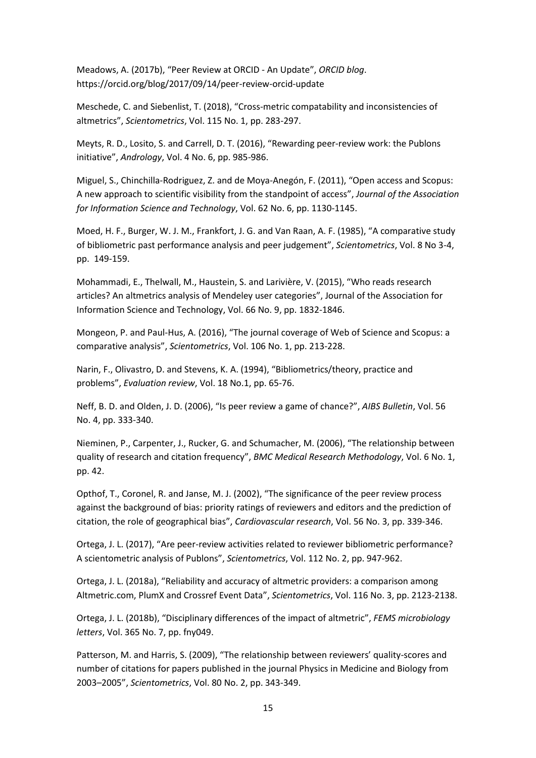Meadows, A. (2017b), "Peer Review at ORCID - An Update", *ORCID blog*. https://orcid.org/blog/2017/09/14/peer-review-orcid-update

Meschede, C. and Siebenlist, T. (2018), "Cross-metric compatability and inconsistencies of altmetrics", *Scientometrics*, Vol. 115 No. 1, pp. 283-297.

Meyts, R. D., Losito, S. and Carrell, D. T. (2016), "Rewarding peer-review work: the Publons initiative", *Andrology*, Vol. 4 No. 6, pp. 985-986.

Miguel, S., Chinchilla-Rodriguez, Z. and de Moya-Anegón, F. (2011), "Open access and Scopus: A new approach to scientific visibility from the standpoint of access", *Journal of the Association for Information Science and Technology*, Vol. 62 No. 6, pp. 1130-1145.

Moed, H. F., Burger, W. J. M., Frankfort, J. G. and Van Raan, A. F. (1985), "A comparative study of bibliometric past performance analysis and peer judgement", *Scientometrics*, Vol. 8 No 3-4, pp. 149-159.

Mohammadi, E., Thelwall, M., Haustein, S. and Larivière, V. (2015), "Who reads research articles? An altmetrics analysis of Mendeley user categories", Journal of the Association for Information Science and Technology, Vol. 66 No. 9, pp. 1832-1846.

Mongeon, P. and Paul-Hus, A. (2016), "The journal coverage of Web of Science and Scopus: a comparative analysis", *Scientometrics*, Vol. 106 No. 1, pp. 213-228.

Narin, F., Olivastro, D. and Stevens, K. A. (1994), "Bibliometrics/theory, practice and problems", *Evaluation review*, Vol. 18 No.1, pp. 65-76.

Neff, B. D. and Olden, J. D. (2006), "Is peer review a game of chance?", *AIBS Bulletin*, Vol. 56 No. 4, pp. 333-340.

Nieminen, P., Carpenter, J., Rucker, G. and Schumacher, M. (2006), "The relationship between quality of research and citation frequency", *BMC Medical Research Methodology*, Vol. 6 No. 1, pp. 42.

Opthof, T., Coronel, R. and Janse, M. J. (2002), "The significance of the peer review process against the background of bias: priority ratings of reviewers and editors and the prediction of citation, the role of geographical bias", *Cardiovascular research*, Vol. 56 No. 3, pp. 339-346.

Ortega, J. L. (2017), "Are peer-review activities related to reviewer bibliometric performance? A scientometric analysis of Publons", *Scientometrics*, Vol. 112 No. 2, pp. 947-962.

Ortega, J. L. (2018a), "Reliability and accuracy of altmetric providers: a comparison among Altmetric.com, PlumX and Crossref Event Data", *Scientometrics*, Vol. 116 No. 3, pp. 2123-2138.

Ortega, J. L. (2018b), "Disciplinary differences of the impact of altmetric", *FEMS microbiology letters*, Vol. 365 No. 7, pp. fny049.

Patterson, M. and Harris, S. (2009), "The relationship between reviewers' quality-scores and number of citations for papers published in the journal Physics in Medicine and Biology from 2003–2005", *Scientometrics*, Vol. 80 No. 2, pp. 343-349.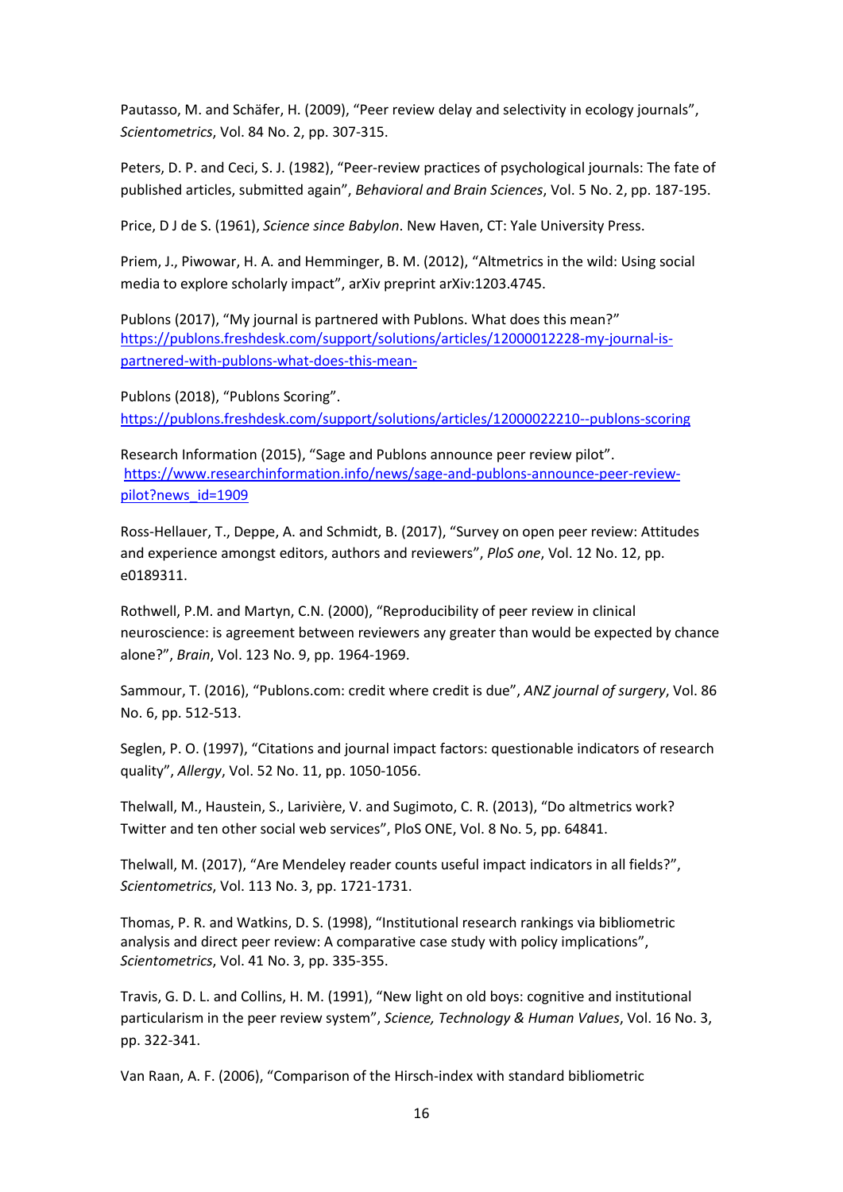Pautasso, M. and Schäfer, H. (2009), “Peer review delay and selectivity in ecology journals”, *Scientometrics*, Vol. 84 No. 2, pp. 307-315.

Peters, D. P. and Ceci, S. J. (1982), “Peer-review practices of psychological journals: The fate of published articles, submitted again”, *Behavioral and Brain Sciences*, Vol. 5 No. 2, pp. 187-195.

Price, D J de S. (1961), *Science since Babylon*. New Haven, CT: Yale University Press.

Priem, J., Piwowar, H. A. and Hemminger, B. M. (2012), “Altmetrics in the wild: Using social media to explore scholarly impact”, arXiv preprint arXiv:1203.4745.

Publons (2017), “My journal is partnered with Publons. What does this mean?” [https://publons.freshdesk.com/support/solutions/articles/12000012228-my-journal-is-partnered-with-publons-what-does-this-mean-](https://publons.freshdesk.com/support/solutions/articles/12000012228-my-journal-is-partnered-with-publons-what-does-this-mean-)

Publons (2018), “Publons Scoring”. [https://publons.freshdesk.com/support/solutions/articles/12000022210--publons-scoring](https://publons.freshdesk.com/support/solutions/articles/12000022210--publons-scoring)

Research Information (2015), “Sage and Publons announce peer review pilot”. [https://www.researchinformation.info/news/sage-and-publons-announce-peer-review-pilot?news_id=1909](https://www.researchinformation.info/news/sage-and-publons-announce-peer-review-pilot?news_id=1909)

Ross-Hellauer, T., Deppe, A. and Schmidt, B. (2017), “Survey on open peer review: Attitudes and experience amongst editors, authors and reviewers”, *PloS one*, Vol. 12 No. 12, pp. e0189311.

Rothwell, P.M. and Martyn, C.N. (2000), “Reproducibility of peer review in clinical neuroscience: is agreement between reviewers any greater than would be expected by chance alone?”, *Brain*, Vol. 123 No. 9, pp. 1964-1969.

Sammour, T. (2016), “Publons.com: credit where credit is due”, *ANZ journal of surgery*, Vol. 86 No. 6, pp. 512-513.

Seglen, P. O. (1997), “Citations and journal impact factors: questionable indicators of research quality”, *Allergy*, Vol. 52 No. 11, pp. 1050-1056.

Thelwall, M., Haustein, S., Larivière, V. and Sugimoto, C. R. (2013), “Do altmetrics work? Twitter and ten other social web services”, PloS ONE, Vol. 8 No. 5, pp. 64841.

Thelwall, M. (2017), “Are Mendeley reader counts useful impact indicators in all fields?”, *Scientometrics*, Vol. 113 No. 3, pp. 1721-1731.

Thomas, P. R. and Watkins, D. S. (1998), “Institutional research rankings via bibliometric analysis and direct peer review: A comparative case study with policy implications”, *Scientometrics*, Vol. 41 No. 3, pp. 335-355.

Travis, G. D. L. and Collins, H. M. (1991), “New light on old boys: cognitive and institutional particularism in the peer review system”, *Science, Technology & Human Values*, Vol. 16 No. 3, pp. 322-341.

Van Raan, A. F. (2006), “Comparison of the Hirsch-index with standard bibliometric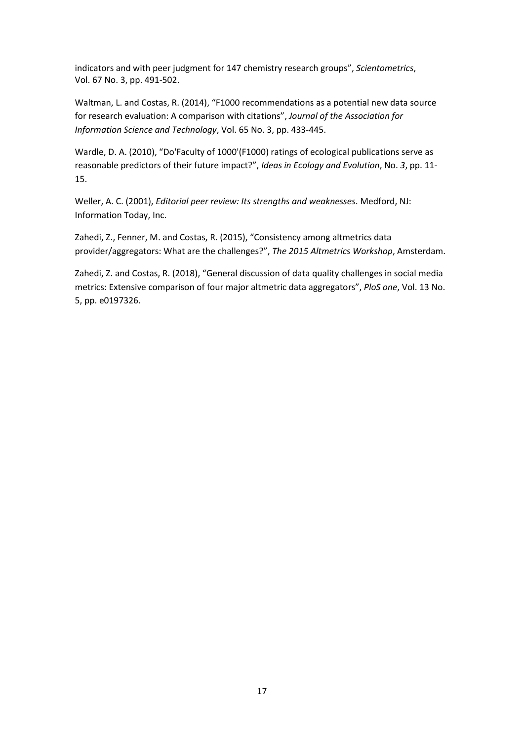indicators and with peer judgment for 147 chemistry research groups", *Scientometrics*, Vol. 67 No. 3, pp. 491-502.

Waltman, L. and Costas, R. (2014), "F1000 recommendations as a potential new data source for research evaluation: A comparison with citations", *Journal of the Association for Information Science and Technology*, Vol. 65 No. 3, pp. 433-445.

Wardle, D. A. (2010), "Do'Faculty of 1000'(F1000) ratings of ecological publications serve as reasonable predictors of their future impact?", *Ideas in Ecology and Evolution*, No. *3*, pp. 11-15.

Weller, A. C. (2001), *Editorial peer review: Its strengths and weaknesses*. Medford, NJ: Information Today, Inc.

Zahedi, Z., Fenner, M. and Costas, R. (2015), "Consistency among altmetrics data provider/aggregators: What are the challenges?", *The 2015 Altmetrics Workshop*, Amsterdam.

Zahedi, Z. and Costas, R. (2018), "General discussion of data quality challenges in social media metrics: Extensive comparison of four major altmetric data aggregators", *PloS one*, Vol. 13 No. 5, pp. e0197326.